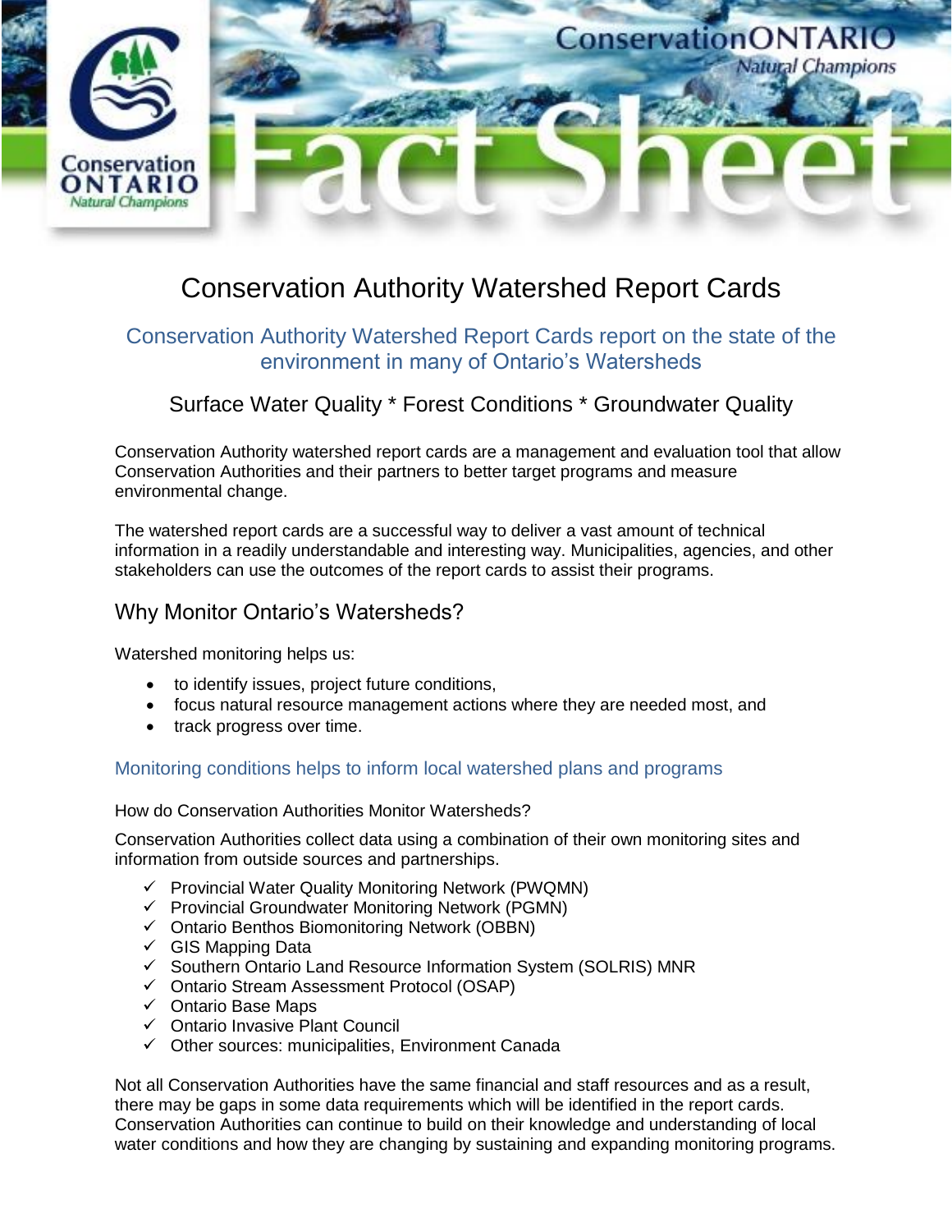# Conservation Authority Watershed Report Cards

## Conservation Authority Watershed Report Cards report on the state of the environment in many of Ontario's Watersheds

### Surface Water Quality * Forest Conditions * Groundwater Quality

Conservation Authority watershed report cards are a management and evaluation tool that allow Conservation Authorities and their partners to better target programs and measure environmental change.

The watershed report cards are a successful way to deliver a vast amount of technical information in a readily understandable and interesting way. Municipalities, agencies, and other stakeholders can use the outcomes of the report cards to assist their programs.

## Why Monitor Ontario's Watersheds?

Watershed monitoring helps us:

- to identify issues, project future conditions,
- focus natural resource management actions where they are needed most, and
- track progress over time.

### Monitoring conditions helps to inform local watershed plans and programs

How do Conservation Authorities Monitor Watersheds?

Conservation Authorities collect data using a combination of their own monitoring sites and information from outside sources and partnerships.

- ✓ Provincial Water Quality Monitoring Network (PWQMN)
- ✓ Provincial Groundwater Monitoring Network (PGMN)
- ✓ Ontario Benthos Biomonitoring Network (OBBN)
- ✓ GIS Mapping Data
- ✓ Southern Ontario Land Resource Information System (SOLRIS) MNR
- ✓ Ontario Stream Assessment Protocol (OSAP)
- ✓ Ontario Base Maps
- ✓ Ontario Invasive Plant Council
- ✓ Other sources: municipalities, Environment Canada

Not all Conservation Authorities have the same financial and staff resources and as a result, there may be gaps in some data requirements which will be identified in the report cards. Conservation Authorities can continue to build on their knowledge and understanding of local water conditions and how they are changing by sustaining and expanding monitoring programs.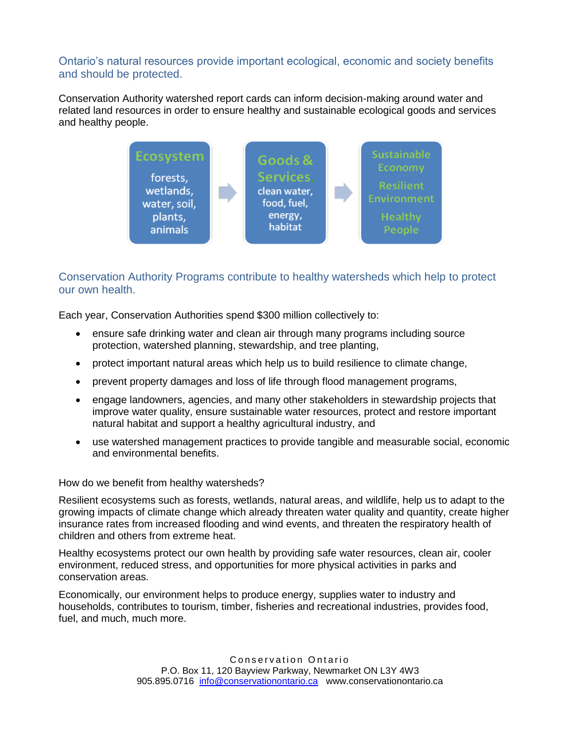## Ontario's natural resources provide important ecological, economic and society benefits and should be protected.

Conservation Authority watershed report cards can inform decision-making around water and related land resources in order to ensure healthy and sustainable ecological goods and services and healthy people.

Ecosystem
forests, wetlands, water, soil, plants, animals

Goods & Services
clean water, food, fuel, energy, habitat

Sustainable Economy
Resilient Environment
Healthy People

## Conservation Authority Programs contribute to healthy watersheds which help to protect our own health.

Each year, Conservation Authorities spend $300 million collectively to:

- ensure safe drinking water and clean air through many programs including source protection, watershed planning, stewardship, and tree planting,
- protect important natural areas which help us to build resilience to climate change,
- prevent property damages and loss of life through flood management programs,
- engage landowners, agencies, and many other stakeholders in stewardship projects that improve water quality, ensure sustainable water resources, protect and restore important natural habitat and support a healthy agricultural industry, and
- use watershed management practices to provide tangible and measurable social, economic and environmental benefits.

How do we benefit from healthy watersheds?

Resilient ecosystems such as forests, wetlands, natural areas, and wildlife, help us to adapt to the growing impacts of climate change which already threaten water quality and quantity, create higher insurance rates from increased flooding and wind events, and threaten the respiratory health of children and others from extreme heat.

Healthy ecosystems protect our own health by providing safe water resources, clean air, cooler environment, reduced stress, and opportunities for more physical activities in parks and conservation areas.

Economically, our environment helps to produce energy, supplies water to industry and households, contributes to tourism, timber, fisheries and recreational industries, provides food, fuel, and much, much more.

Conservation Ontario
P.O. Box 11, 120 Bayview Parkway, Newmarket ON L3Y 4W3
905.895.0716 info@conservationontario.ca www.conservationontario.ca